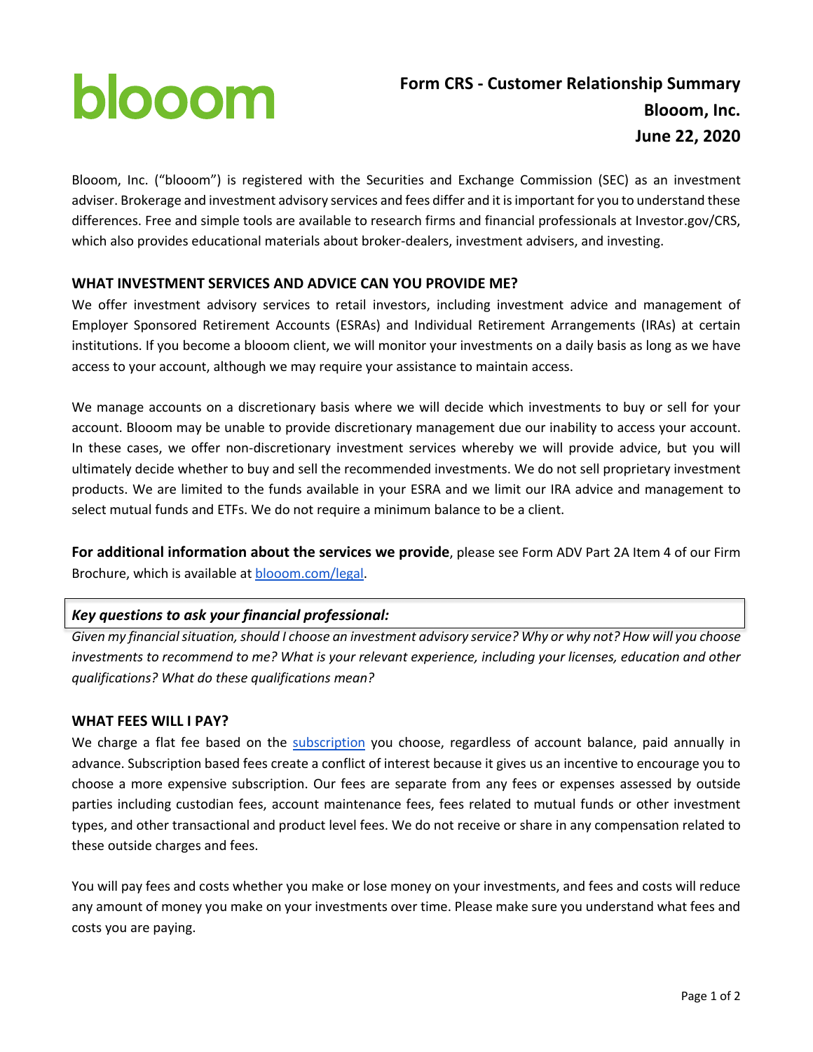# blooom

**Form CRS - Customer Relationship Summary**
**Blooom, Inc.**
**June 22, 2020**

Blooom, Inc. ("blooom") is registered with the Securities and Exchange Commission (SEC) as an investment adviser. Brokerage and investment advisory services and fees differ and it is important for you to understand these differences. Free and simple tools are available to research firms and financial professionals at Investor.gov/CRS, which also provides educational materials about broker-dealers, investment advisers, and investing.

## WHAT INVESTMENT SERVICES AND ADVICE CAN YOU PROVIDE ME?

We offer investment advisory services to retail investors, including investment advice and management of Employer Sponsored Retirement Accounts (ESRAs) and Individual Retirement Arrangements (IRAs) at certain institutions. If you become a blooom client, we will monitor your investments on a daily basis as long as we have access to your account, although we may require your assistance to maintain access.

We manage accounts on a discretionary basis where we will decide which investments to buy or sell for your account. Blooom may be unable to provide discretionary management due our inability to access your account. In these cases, we offer non-discretionary investment services whereby we will provide advice, but you will ultimately decide whether to buy and sell the recommended investments. We do not sell proprietary investment products. We are limited to the funds available in your ESRA and we limit our IRA advice and management to select mutual funds and ETFs. We do not require a minimum balance to be a client.

**For additional information about the services we provide**, please see Form ADV Part 2A Item 4 of our Firm Brochure, which is available at [blooom.com/legal](blooom.com/legal).

***Key questions to ask your financial professional:***

*Given my financial situation, should I choose an investment advisory service? Why or why not? How will you choose investments to recommend to me? What is your relevant experience, including your licenses, education and other qualifications? What do these qualifications mean?*

## WHAT FEES WILL I PAY?

We charge a flat fee based on the subscription you choose, regardless of account balance, paid annually in advance. Subscription based fees create a conflict of interest because it gives us an incentive to encourage you to choose a more expensive subscription. Our fees are separate from any fees or expenses assessed by outside parties including custodian fees, account maintenance fees, fees related to mutual funds or other investment types, and other transactional and product level fees. We do not receive or share in any compensation related to these outside charges and fees.

You will pay fees and costs whether you make or lose money on your investments, and fees and costs will reduce any amount of money you make on your investments over time. Please make sure you understand what fees and costs you are paying.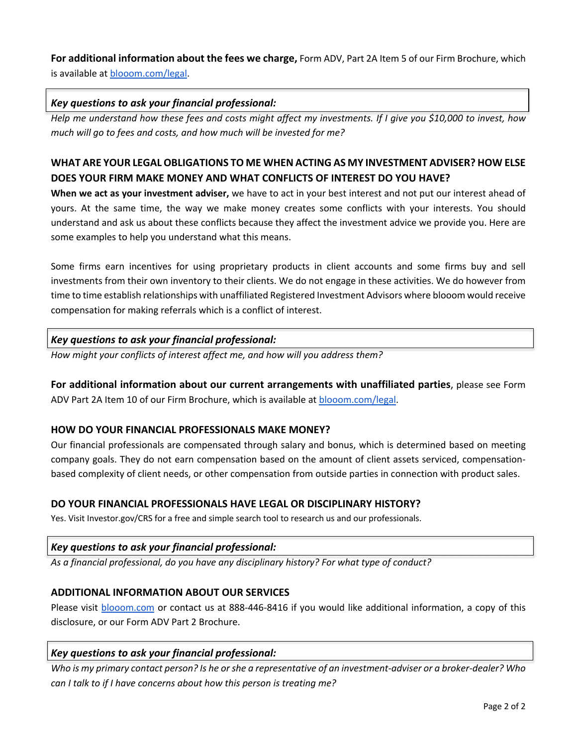**For additional information about the fees we charge,** Form ADV, Part 2A Item 5 of our Firm Brochure, which is available at [blooom.com/legal](blooom.com/legal).

***Key questions to ask your financial professional:***

*Help me understand how these fees and costs might affect my investments. If I give you $10,000 to invest, how much will go to fees and costs, and how much will be invested for me?*

## WHAT ARE YOUR LEGAL OBLIGATIONS TO ME WHEN ACTING AS MY INVESTMENT ADVISER? HOW ELSE DOES YOUR FIRM MAKE MONEY AND WHAT CONFLICTS OF INTEREST DO YOU HAVE?

**When we act as your investment adviser,** we have to act in your best interest and not put our interest ahead of yours. At the same time, the way we make money creates some conflicts with your interests. You should understand and ask us about these conflicts because they affect the investment advice we provide you. Here are some examples to help you understand what this means.

Some firms earn incentives for using proprietary products in client accounts and some firms buy and sell investments from their own inventory to their clients. We do not engage in these activities. We do however from time to time establish relationships with unaffiliated Registered Investment Advisors where blooom would receive compensation for making referrals which is a conflict of interest.

***Key questions to ask your financial professional:***

*How might your conflicts of interest affect me, and how will you address them?*

**For additional information about our current arrangements with unaffiliated parties**, please see Form ADV Part 2A Item 10 of our Firm Brochure, which is available at [blooom.com/legal](blooom.com/legal).

## HOW DO YOUR FINANCIAL PROFESSIONALS MAKE MONEY?

Our financial professionals are compensated through salary and bonus, which is determined based on meeting company goals. They do not earn compensation based on the amount of client assets serviced, compensation-based complexity of client needs, or other compensation from outside parties in connection with product sales.

## DO YOUR FINANCIAL PROFESSIONALS HAVE LEGAL OR DISCIPLINARY HISTORY?

Yes. Visit Investor.gov/CRS for a free and simple search tool to research us and our professionals.

***Key questions to ask your financial professional:***

*As a financial professional, do you have any disciplinary history? For what type of conduct?*

## ADDITIONAL INFORMATION ABOUT OUR SERVICES

Please visit [blooom.com](blooom.com) or contact us at 888-446-8416 if you would like additional information, a copy of this disclosure, or our Form ADV Part 2 Brochure.

***Key questions to ask your financial professional:***

*Who is my primary contact person? Is he or she a representative of an investment-adviser or a broker-dealer? Who can I talk to if I have concerns about how this person is treating me?*